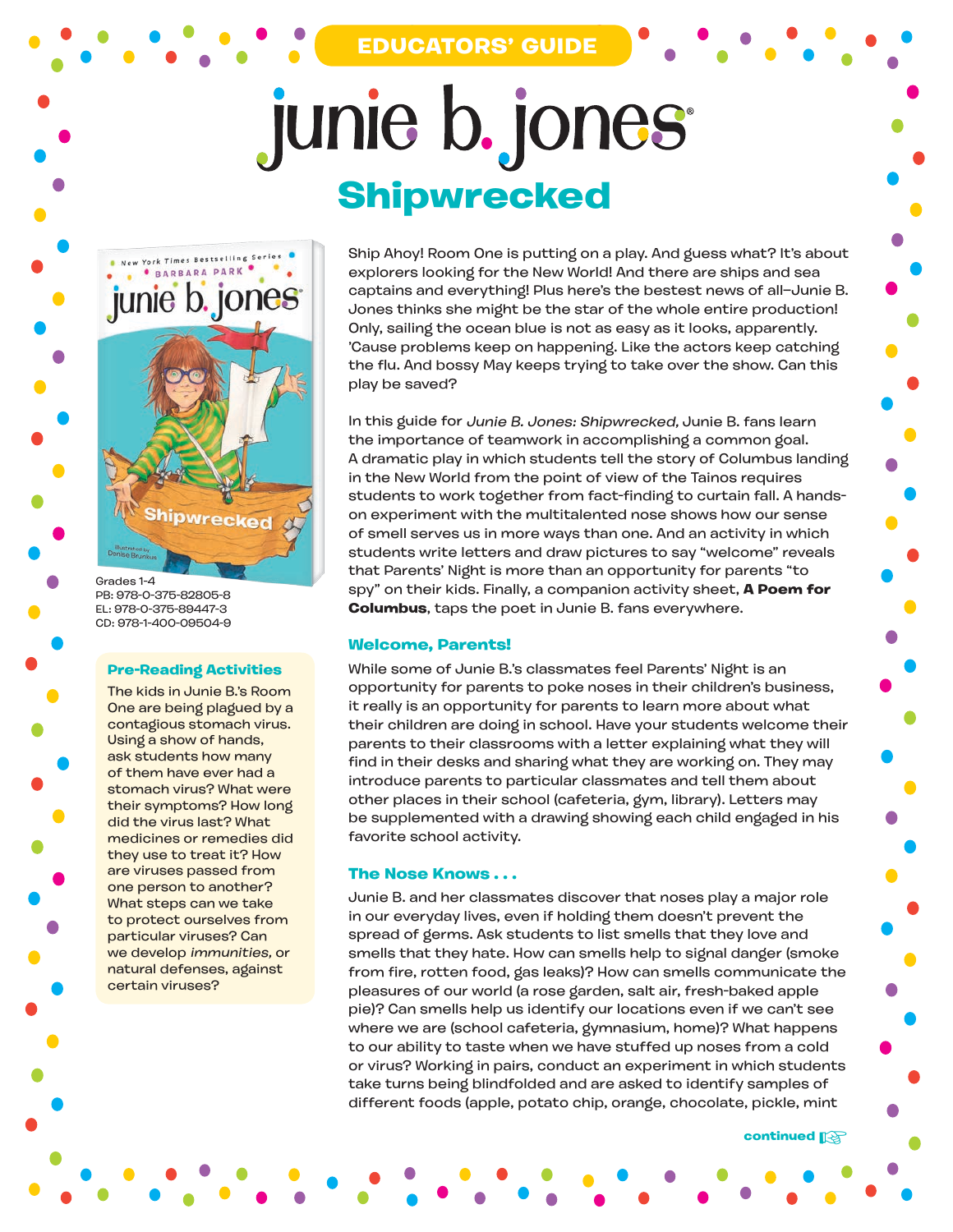EDUCATORS' GUIDE

# junie b. jones®

## Shipwrecked

Grades 1-4
PB: 978-0-375-82805-8
EL: 978-0-375-89447-3
CD: 978-1-400-09504-9

### Pre-Reading Activities

The kids in Junie B.'s Room One are being plagued by a contagious stomach virus. Using a show of hands, ask students how many of them have ever had a stomach virus? What were their symptoms? How long did the virus last? What medicines or remedies did they use to treat it? How are viruses passed from one person to another? What steps can we take to protect ourselves from particular viruses? Can we develop *immunities,* or natural defenses, against certain viruses?

Ship Ahoy! Room One is putting on a play. And guess what? It's about explorers looking for the New World! And there are ships and sea captains and everything! Plus here's the bestest news of all—Junie B. Jones thinks she might be the star of the whole entire production! Only, sailing the ocean blue is not as easy as it looks, apparently. 'Cause problems keep on happening. Like the actors keep catching the flu. And bossy May keeps trying to take over the show. Can this play be saved?

In this guide for *Junie B. Jones: Shipwrecked,* Junie B. fans learn the importance of teamwork in accomplishing a common goal. A dramatic play in which students tell the story of Columbus landing in the New World from the point of view of the Tainos requires students to work together from fact-finding to curtain fall. A hands-on experiment with the multitalented nose shows how our sense of smell serves us in more ways than one. And an activity in which students write letters and draw pictures to say "welcome" reveals that Parents' Night is more than an opportunity for parents "to spy" on their kids. Finally, a companion activity sheet, **A Poem for Columbus**, taps the poet in Junie B. fans everywhere.

### Welcome, Parents!

While some of Junie B.'s classmates feel Parents' Night is an opportunity for parents to poke noses in their children's business, it really is an opportunity for parents to learn more about what their children are doing in school. Have your students welcome their parents to their classrooms with a letter explaining what they will find in their desks and sharing what they are working on. They may introduce parents to particular classmates and tell them about other places in their school (cafeteria, gym, library). Letters may be supplemented with a drawing showing each child engaged in his favorite school activity.

### The Nose Knows . . .

Junie B. and her classmates discover that noses play a major role in our everyday lives, even if holding them doesn't prevent the spread of germs. Ask students to list smells that they love and smells that they hate. How can smells help to signal danger (smoke from fire, rotten food, gas leaks)? How can smells communicate the pleasures of our world (a rose garden, salt air, fresh-baked apple pie)? Can smells help us identify our locations even if we can't see where we are (school cafeteria, gymnasium, home)? What happens to our ability to taste when we have stuffed up noses from a cold or virus? Working in pairs, conduct an experiment in which students take turns being blindfolded and are asked to identify samples of different foods (apple, potato chip, orange, chocolate, pickle, mint

continued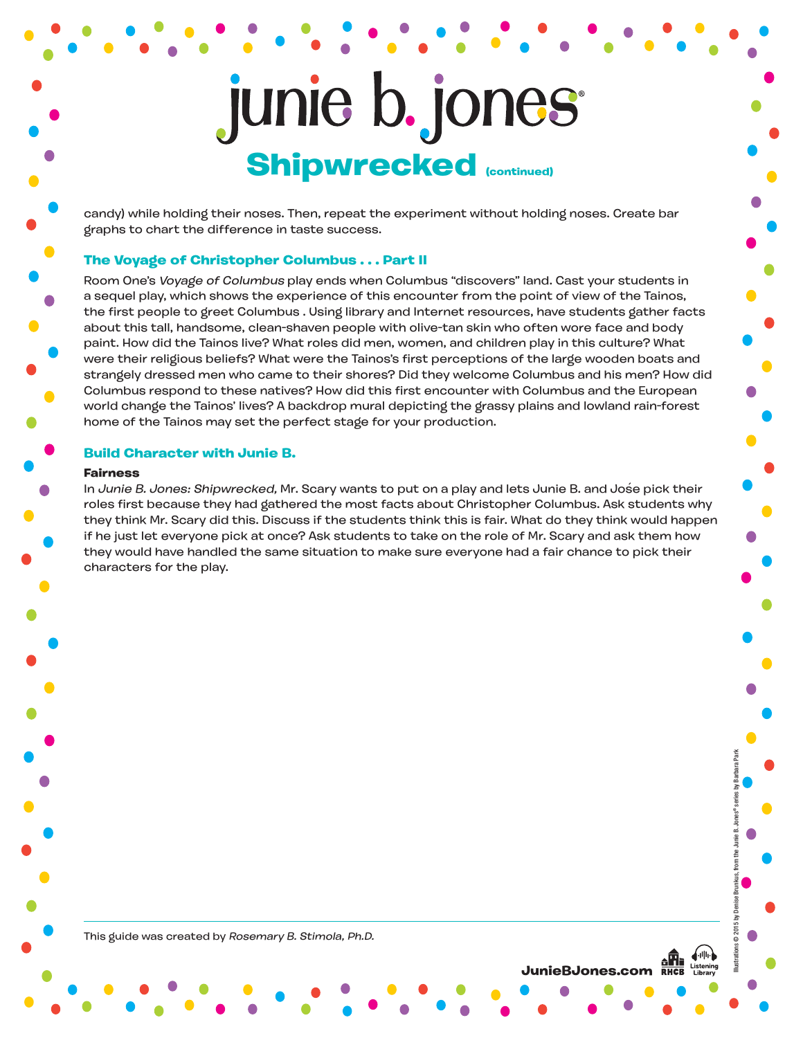# junie b. jones

## Shipwrecked (continued)

candy) while holding their noses. Then, repeat the experiment without holding noses. Create bar graphs to chart the difference in taste success.

### The Voyage of Christopher Columbus . . . Part II

Room One's *Voyage of Columbus* play ends when Columbus "discovers" land. Cast your students in a sequel play, which shows the experience of this encounter from the point of view of the Tainos, the first people to greet Columbus . Using library and Internet resources, have students gather facts about this tall, handsome, clean-shaven people with olive-tan skin who often wore face and body paint. How did the Tainos live? What roles did men, women, and children play in this culture? What were their religious beliefs? What were the Tainos's first perceptions of the large wooden boats and strangely dressed men who came to their shores? Did they welcome Columbus and his men? How did Columbus respond to these natives? How did this first encounter with Columbus and the European world change the Tainos' lives? A backdrop mural depicting the grassy plains and lowland rain-forest home of the Tainos may set the perfect stage for your production.

### Build Character with Junie B.

**Fairness**

In *Junie B. Jones: Shipwrecked,* Mr. Scary wants to put on a play and lets Junie B. and Jośe pick their roles first because they had gathered the most facts about Christopher Columbus. Ask students why they think Mr. Scary did this. Discuss if the students think this is fair. What do they think would happen if he just let everyone pick at once? Ask students to take on the role of Mr. Scary and ask them how they would have handled the same situation to make sure everyone had a fair chance to pick their characters for the play.

This guide was created by *Rosemary B. Stimola, Ph.D.*

JunieBJones.com

Illustrations © 2015 by Denise Brunkus, from the Junie B. Jones® series by Barbara Park